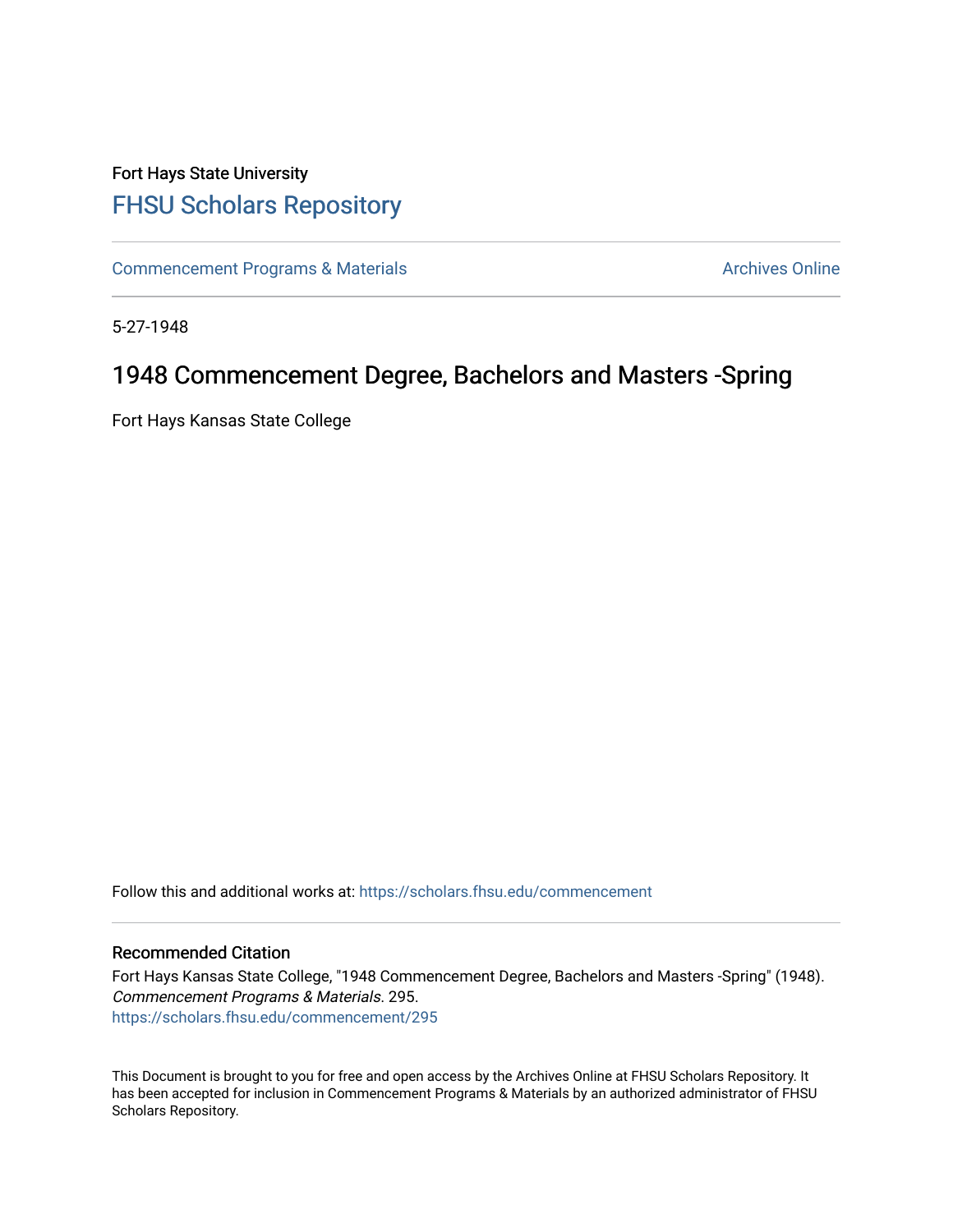Fort Hays State University

# FHSU Scholars Repository

Commencement Programs & Materials

Archives Online

5-27-1948

## 1948 Commencement Degree, Bachelors and Masters -Spring

Fort Hays Kansas State College

Follow this and additional works at: https://scholars.fhsu.edu/commencement

### Recommended Citation

Fort Hays Kansas State College, "1948 Commencement Degree, Bachelors and Masters -Spring" (1948). *Commencement Programs & Materials*. 295.
https://scholars.fhsu.edu/commencement/295

This Document is brought to you for free and open access by the Archives Online at FHSU Scholars Repository. It has been accepted for inclusion in Commencement Programs & Materials by an authorized administrator of FHSU Scholars Repository.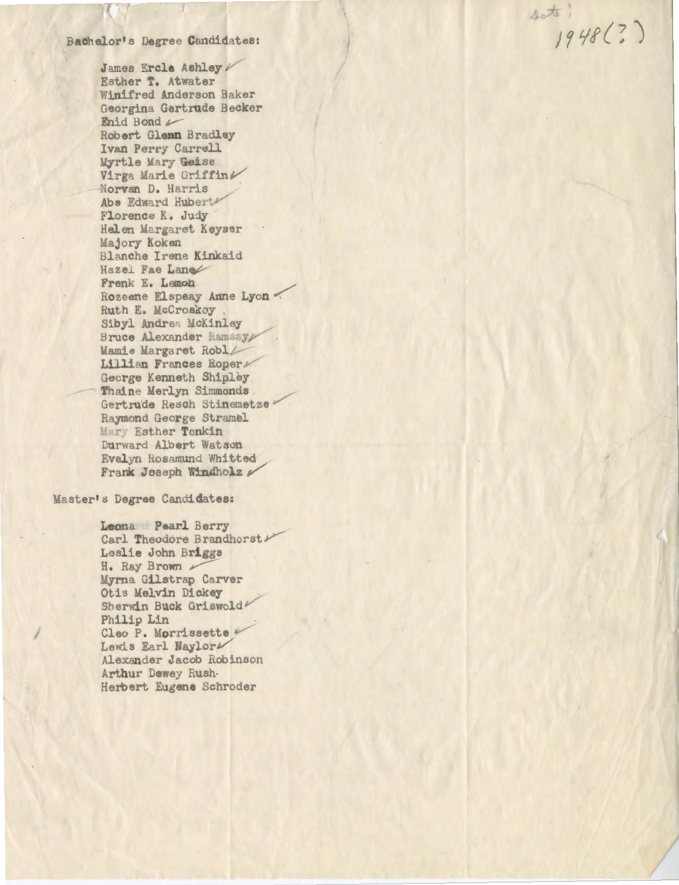date: 1948(?)

Bachelor's Degree Candidates:

- James Ercle Ashley
- Esther T. Atwater
- Winifred Anderson Baker
- Georgina Gertrude Becker
- Enid Bond
- Robert Glenn Bradley
- Ivan Perry Carrell
- Myrtle Mary Geise
- Virga Marie Griffin
- Norvan D. Harris
- Abe Edward Hubert
- Florence K. Judy
- Helen Margaret Keyser
- Majory Koken
- Blanche Irene Kinkaid
- Hazel Fae Lane
- Frenk E. Lemon
- Rozeene Elspeay Anne Lyon
- Ruth E. McCroskey
- Sibyl Andrea McKinley
- Bruce Alexander Ramsay
- Mamie Margaret Robl
- Lillian Frances Roper
- George Kenneth Shipley
- Thaine Merlyn Simmonds
- Gertrude Resch Stinemetze
- Raymond George Stramel
- Mary Esther Tonkin
- Durward Albert Watson
- Evelyn Rosamund Whitted
- Frank Joseph Windholz

Master's Degree Candidates:

- Leona Pearl Berry
- Carl Theodore Brandhorst
- Leslie John Briggs
- H. Ray Brown
- Myrna Gilstrap Carver
- Otis Melvin Dickey
- Sherwin Buck Griswold
- Philip Lin
- Cleo P. Morrissette
- Lewis Earl Naylor
- Alexander Jacob Robinson
- Arthur Dewey Rush
- Herbert Eugene Schroder